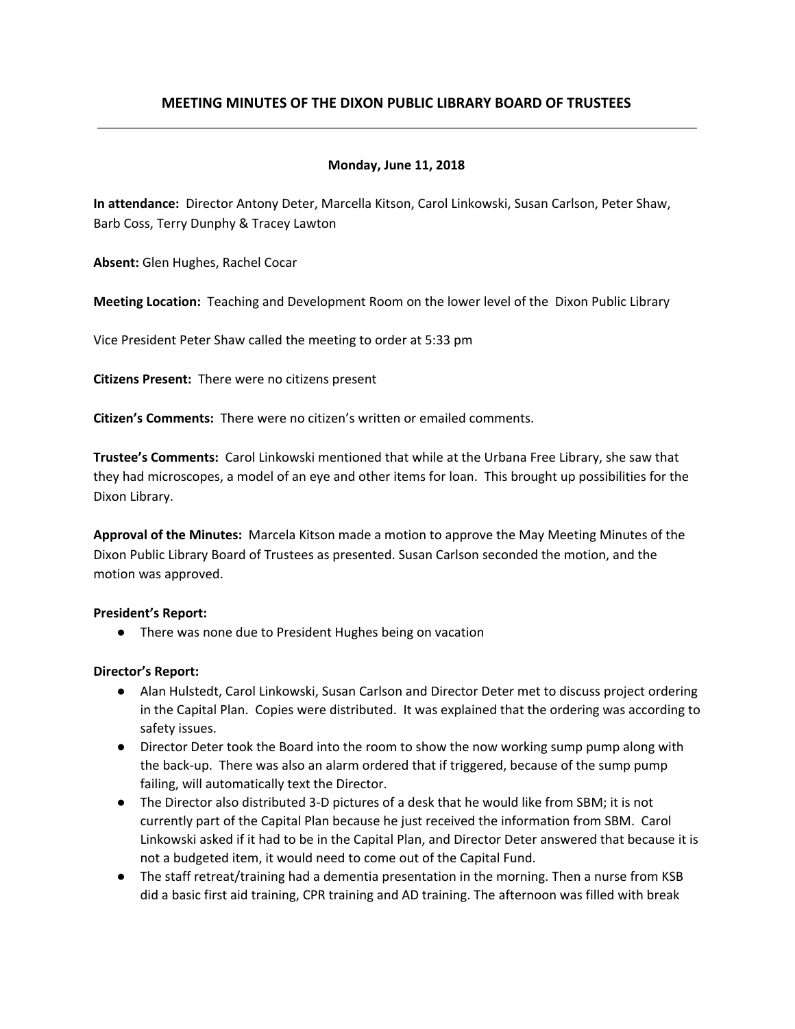# MEETING MINUTES OF THE DIXON PUBLIC LIBRARY BOARD OF TRUSTEES

---

**Monday, June 11, 2018**

**In attendance:** Director Antony Deter, Marcella Kitson, Carol Linkowski, Susan Carlson, Peter Shaw, Barb Coss, Terry Dunphy & Tracey Lawton

**Absent:** Glen Hughes, Rachel Cocar

**Meeting Location:** Teaching and Development Room on the lower level of the Dixon Public Library

Vice President Peter Shaw called the meeting to order at 5:33 pm

**Citizens Present:** There were no citizens present

**Citizen's Comments:** There were no citizen's written or emailed comments.

**Trustee's Comments:** Carol Linkowski mentioned that while at the Urbana Free Library, she saw that they had microscopes, a model of an eye and other items for loan. This brought up possibilities for the Dixon Library.

**Approval of the Minutes:** Marcela Kitson made a motion to approve the May Meeting Minutes of the Dixon Public Library Board of Trustees as presented. Susan Carlson seconded the motion, and the motion was approved.

**President's Report:**

- There was none due to President Hughes being on vacation

**Director's Report:**

- Alan Hulstedt, Carol Linkowski, Susan Carlson and Director Deter met to discuss project ordering in the Capital Plan. Copies were distributed. It was explained that the ordering was according to safety issues.
- Director Deter took the Board into the room to show the now working sump pump along with the back-up. There was also an alarm ordered that if triggered, because of the sump pump failing, will automatically text the Director.
- The Director also distributed 3-D pictures of a desk that he would like from SBM; it is not currently part of the Capital Plan because he just received the information from SBM. Carol Linkowski asked if it had to be in the Capital Plan, and Director Deter answered that because it is not a budgeted item, it would need to come out of the Capital Fund.
- The staff retreat/training had a dementia presentation in the morning. Then a nurse from KSB did a basic first aid training, CPR training and AD training. The afternoon was filled with break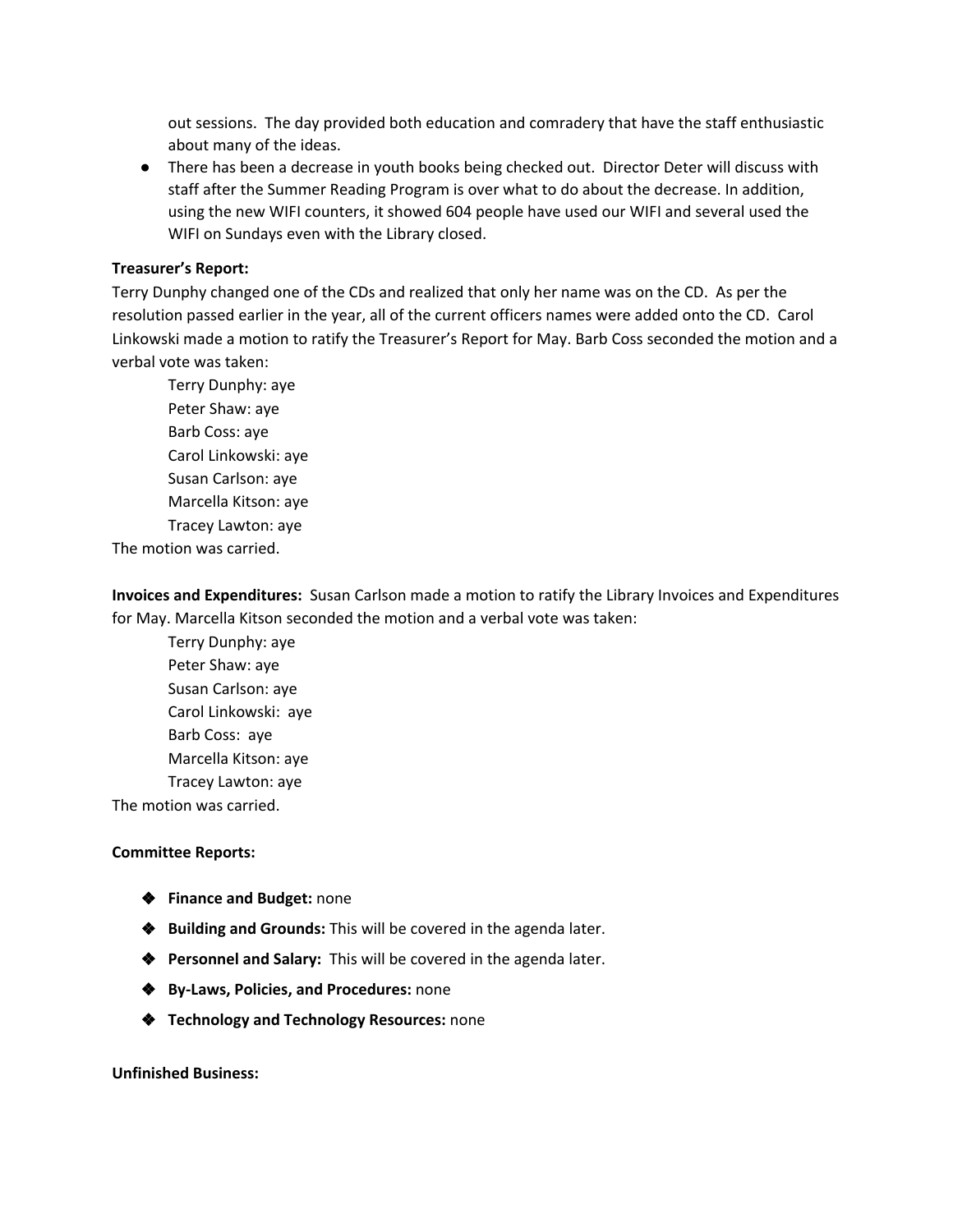out sessions. The day provided both education and comradery that have the staff enthusiastic about many of the ideas.

- There has been a decrease in youth books being checked out. Director Deter will discuss with staff after the Summer Reading Program is over what to do about the decrease. In addition, using the new WIFI counters, it showed 604 people have used our WIFI and several used the WIFI on Sundays even with the Library closed.

**Treasurer's Report:**

Terry Dunphy changed one of the CDs and realized that only her name was on the CD. As per the resolution passed earlier in the year, all of the current officers names were added onto the CD. Carol Linkowski made a motion to ratify the Treasurer's Report for May. Barb Coss seconded the motion and a verbal vote was taken:

Terry Dunphy: aye
Peter Shaw: aye
Barb Coss: aye
Carol Linkowski: aye
Susan Carlson: aye
Marcella Kitson: aye
Tracey Lawton: aye

The motion was carried.

**Invoices and Expenditures:** Susan Carlson made a motion to ratify the Library Invoices and Expenditures for May. Marcella Kitson seconded the motion and a verbal vote was taken:

Terry Dunphy: aye
Peter Shaw: aye
Susan Carlson: aye
Carol Linkowski: aye
Barb Coss: aye
Marcella Kitson: aye
Tracey Lawton: aye

The motion was carried.

**Committee Reports:**

- **Finance and Budget:** none
- **Building and Grounds:** This will be covered in the agenda later.
- **Personnel and Salary:** This will be covered in the agenda later.
- **By-Laws, Policies, and Procedures:** none
- **Technology and Technology Resources:** none

**Unfinished Business:**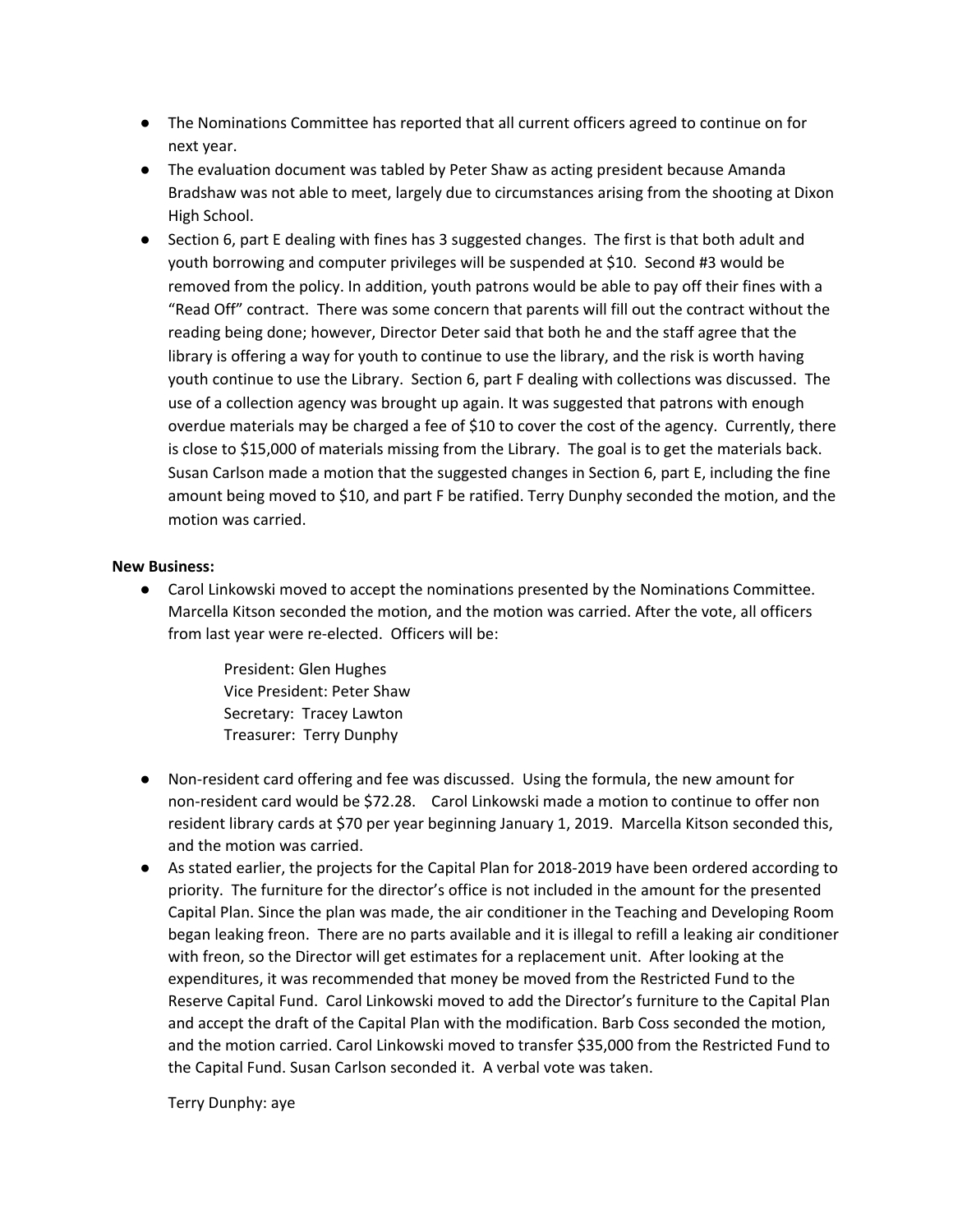- The Nominations Committee has reported that all current officers agreed to continue on for next year.
- The evaluation document was tabled by Peter Shaw as acting president because Amanda Bradshaw was not able to meet, largely due to circumstances arising from the shooting at Dixon High School.
- Section 6, part E dealing with fines has 3 suggested changes. The first is that both adult and youth borrowing and computer privileges will be suspended at $10. Second #3 would be removed from the policy. In addition, youth patrons would be able to pay off their fines with a "Read Off" contract. There was some concern that parents will fill out the contract without the reading being done; however, Director Deter said that both he and the staff agree that the library is offering a way for youth to continue to use the library, and the risk is worth having youth continue to use the Library. Section 6, part F dealing with collections was discussed. The use of a collection agency was brought up again. It was suggested that patrons with enough overdue materials may be charged a fee of $10 to cover the cost of the agency. Currently, there is close to $15,000 of materials missing from the Library. The goal is to get the materials back. Susan Carlson made a motion that the suggested changes in Section 6, part E, including the fine amount being moved to $10, and part F be ratified. Terry Dunphy seconded the motion, and the motion was carried.

**New Business:**

- Carol Linkowski moved to accept the nominations presented by the Nominations Committee. Marcella Kitson seconded the motion, and the motion was carried. After the vote, all officers from last year were re-elected. Officers will be:

  President: Glen Hughes
  Vice President: Peter Shaw
  Secretary: Tracey Lawton
  Treasurer: Terry Dunphy

- Non-resident card offering and fee was discussed. Using the formula, the new amount for non-resident card would be $72.28. Carol Linkowski made a motion to continue to offer non resident library cards at $70 per year beginning January 1, 2019. Marcella Kitson seconded this, and the motion was carried.
- As stated earlier, the projects for the Capital Plan for 2018-2019 have been ordered according to priority. The furniture for the director's office is not included in the amount for the presented Capital Plan. Since the plan was made, the air conditioner in the Teaching and Developing Room began leaking freon. There are no parts available and it is illegal to refill a leaking air conditioner with freon, so the Director will get estimates for a replacement unit. After looking at the expenditures, it was recommended that money be moved from the Restricted Fund to the Reserve Capital Fund. Carol Linkowski moved to add the Director's furniture to the Capital Plan and accept the draft of the Capital Plan with the modification. Barb Coss seconded the motion, and the motion carried. Carol Linkowski moved to transfer $35,000 from the Restricted Fund to the Capital Fund. Susan Carlson seconded it. A verbal vote was taken.

  Terry Dunphy: aye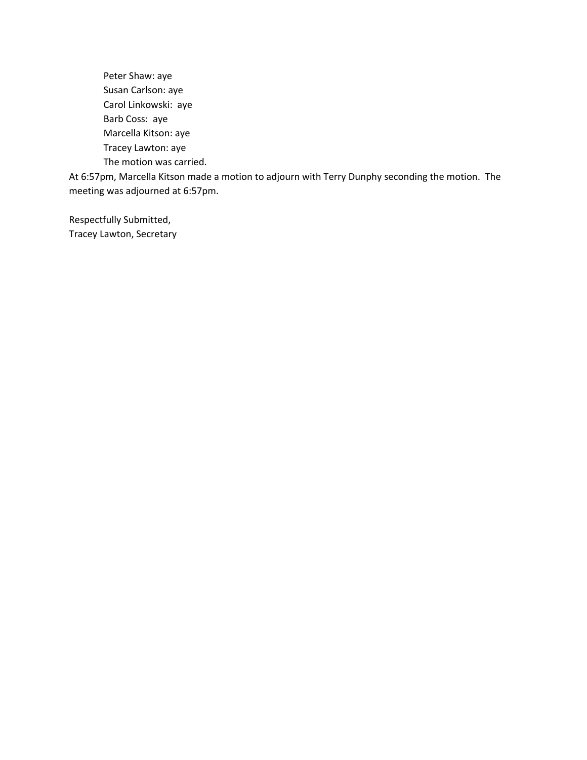Peter Shaw: aye
Susan Carlson: aye
Carol Linkowski: aye
Barb Coss: aye
Marcella Kitson: aye
Tracey Lawton: aye
The motion was carried.

At 6:57pm, Marcella Kitson made a motion to adjourn with Terry Dunphy seconding the motion. The meeting was adjourned at 6:57pm.

Respectfully Submitted,
Tracey Lawton, Secretary